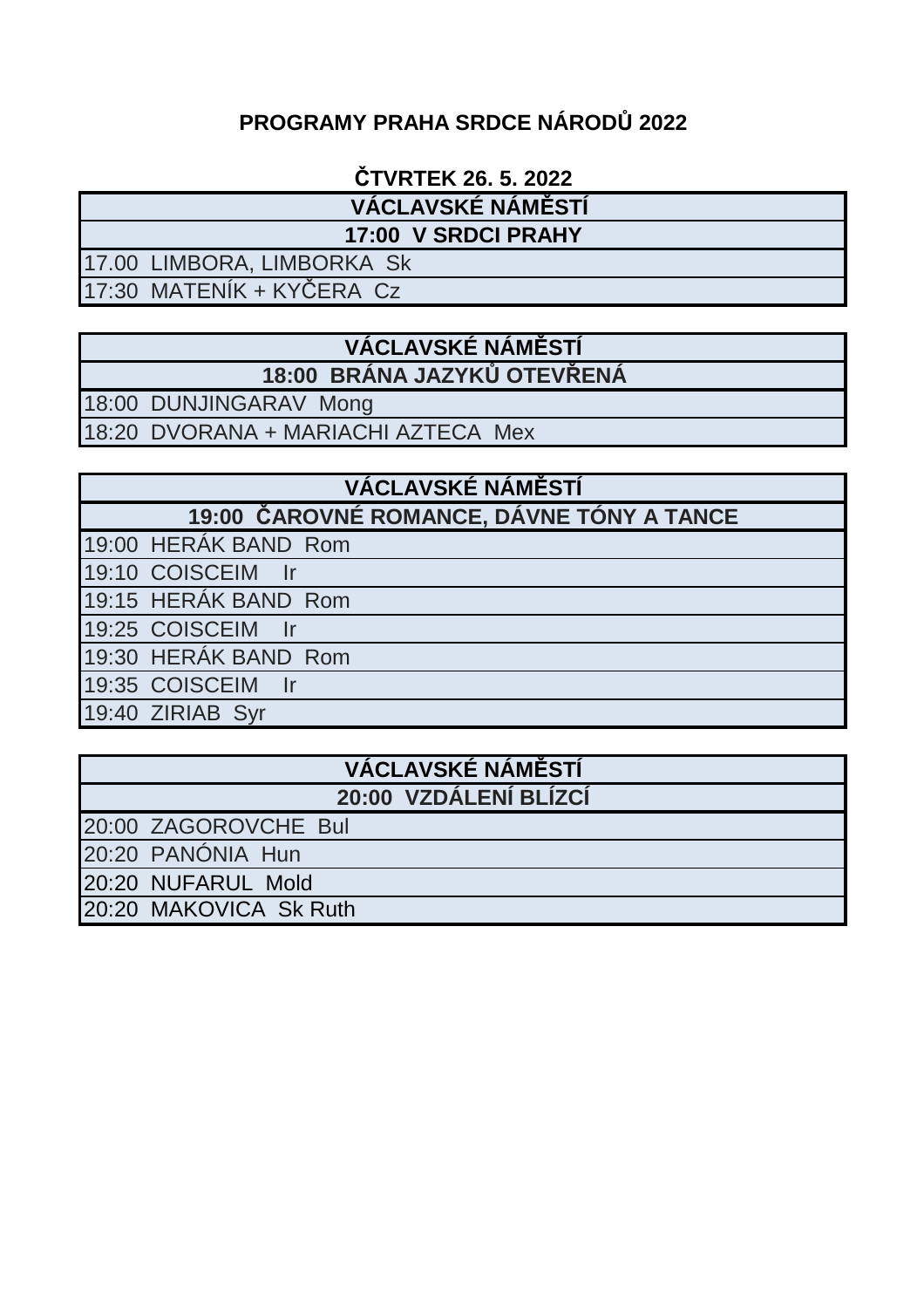# PROGRAMY PRAHA SRDCE NÁRODŮ 2022

## ČTVRTEK 26. 5. 2022

| VÁCLAVSKÉ NÁMĚSTÍ |
|---|
| **17:00 V SRDCI PRAHY** |
| 17.00 LIMBORA, LIMBORKA Sk |
| 17:30 MATENÍK + KYČERA Cz |

| VÁCLAVSKÉ NÁMĚSTÍ |
|---|
| **18:00 BRÁNA JAZYKŮ OTEVŘENÁ** |
| 18:00 DUNJINGARAV Mong |
| 18:20 DVORANA + MARIACHI AZTECA Mex |

| VÁCLAVSKÉ NÁMĚSTÍ |
|---|
| **19:00 ČAROVNÉ ROMANCE, DÁVNE TÓNY A TANCE** |
| 19:00 HERÁK BAND Rom |
| 19:10 COISCEIM Ir |
| 19:15 HERÁK BAND Rom |
| 19:25 COISCEIM Ir |
| 19:30 HERÁK BAND Rom |
| 19:35 COISCEIM Ir |
| 19:40 ZIRIAB Syr |

| VÁCLAVSKÉ NÁMĚSTÍ |
|---|
| **20:00 VZDÁLENÍ BLÍZCÍ** |
| 20:00 ZAGOROVCHE Bul |
| 20:20 PANÓNIA Hun |
| 20:20 NUFARUL Mold |
| 20:20 MAKOVICA Sk Ruth |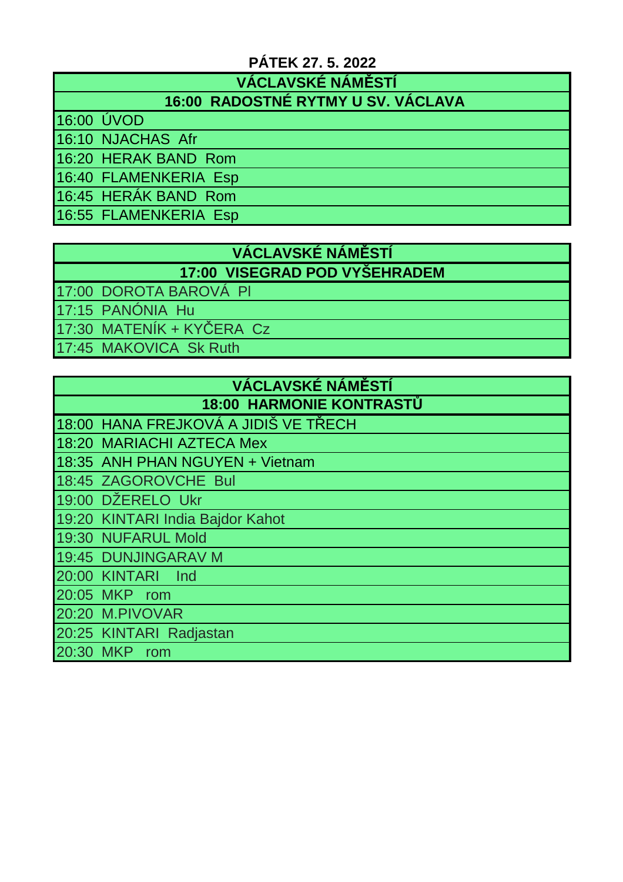## PÁTEK 27. 5. 2022

| VÁCLAVSKÉ NÁMĚSTÍ |
|---|
| **16:00 RADOSTNÉ RYTMY U SV. VÁCLAVA** |
| 16:00 ÚVOD |
| 16:10 NJACHAS Afr |
| 16:20 HERAK BAND Rom |
| 16:40 FLAMENKERIA Esp |
| 16:45 HERÁK BAND Rom |
| 16:55 FLAMENKERIA Esp |

| VÁCLAVSKÉ NÁMĚSTÍ |
|---|
| **17:00 VISEGRAD POD VYŠEHRADEM** |
| 17:00 DOROTA BAROVÁ Pl |
| 17:15 PANÓNIA Hu |
| 17:30 MATENÍK + KYČERA Cz |
| 17:45 MAKOVICA Sk Ruth |

| VÁCLAVSKÉ NÁMĚSTÍ |
|---|
| **18:00 HARMONIE KONTRASTŮ** |
| 18:00 HANA FREJKOVÁ A JIDIŠ VE TŘECH |
| 18:20 MARIACHI AZTECA Mex |
| 18:35 ANH PHAN NGUYEN + Vietnam |
| 18:45 ZAGOROVCHE Bul |
| 19:00 DŽERELO Ukr |
| 19:20 KINTARI India Bajdor Kahot |
| 19:30 NUFARUL Mold |
| 19:45 DUNJINGARAV M |
| 20:00 KINTARI Ind |
| 20:05 MKP rom |
| 20:20 M.PIVOVAR |
| 20:25 KINTARI Radjastan |
| 20:30 MKP rom |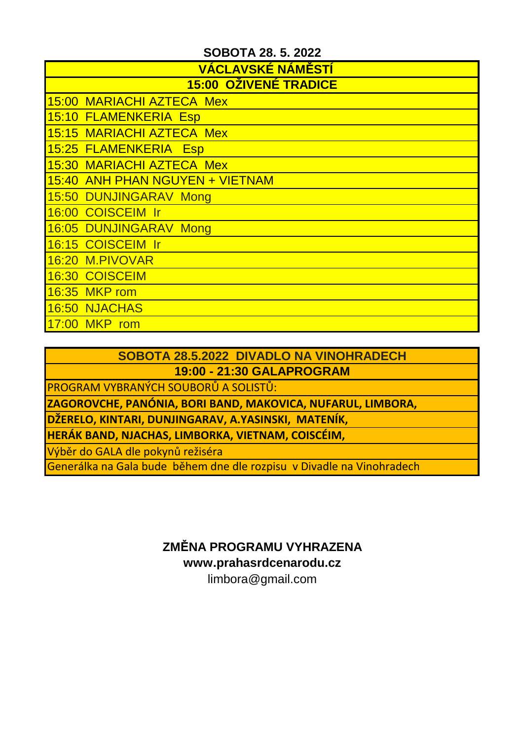**SOBOTA 28. 5. 2022**

| VÁCLAVSKÉ NÁMĚSTÍ |
|---|
| **15:00 OŽIVENÉ TRADICE** |
| 15:00 MARIACHI AZTECA Mex |
| 15:10 FLAMENKERIA Esp |
| 15:15 MARIACHI AZTECA Mex |
| 15:25 FLAMENKERIA Esp |
| 15:30 MARIACHI AZTECA Mex |
| 15:40 ANH PHAN NGUYEN + VIETNAM |
| 15:50 DUNJINGARAV Mong |
| 16:00 COISCEIM Ir |
| 16:05 DUNJINGARAV Mong |
| 16:15 COISCEIM Ir |
| 16:20 M.PIVOVAR |
| 16:30 COISCEIM |
| 16:35 MKP rom |
| 16:50 NJACHAS |
| 17:00 MKP rom |

| SOBOTA 28.5.2022 DIVADLO NA VINOHRADECH |
|---|
| **19:00 - 21:30 GALAPROGRAM** |
| PROGRAM VYBRANÝCH SOUBORŮ A SOLISTŮ: |
| **ZAGOROVCHE, PANÓNIA, BORI BAND, MAKOVICA, NUFARUL, LIMBORA,** |
| **DŽERELO, KINTARI, DUNJINGARAV, A.YASINSKI, MATENÍK,** |
| **HERÁK BAND, NJACHAS, LIMBORKA, VIETNAM, COISCÉIM,** |
| Výběr do GALA dle pokynů režiséra |
| Generálka na Gala bude během dne dle rozpisu v Divadle na Vinohradech |

**ZMĚNA PROGRAMU VYHRAZENA**

**www.prahasrdcenarodu.cz**

limbora@gmail.com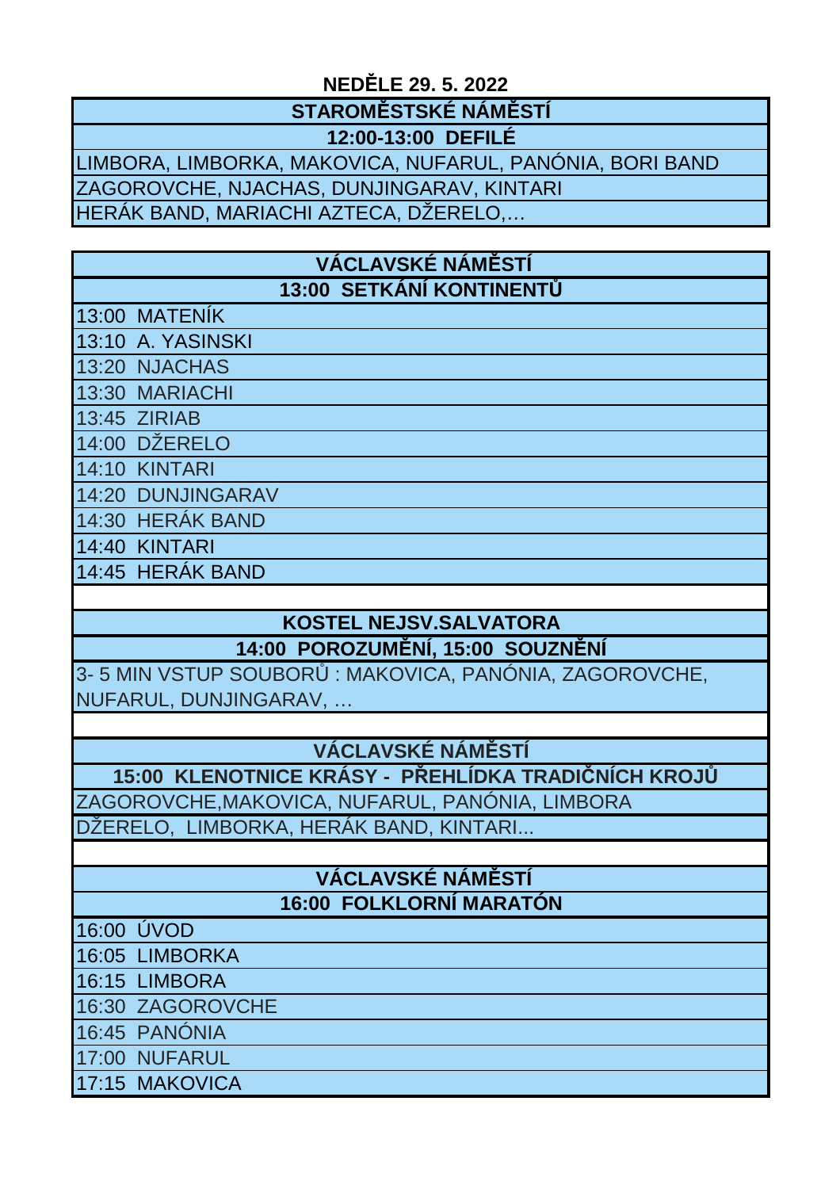**NEDĚLE 29. 5. 2022**

| STAROMĚSTSKÉ NÁMĚSTÍ |
| --- |
| **12:00-13:00 DEFILÉ** |
| LIMBORA, LIMBORKA, MAKOVICA, NUFARUL, PANÓNIA, BORI BAND |
| ZAGOROVCHE, NJACHAS, DUNJINGARAV, KINTARI |
| HERÁK BAND, MARIACHI AZTECA, DŽERELO,… |

| VÁCLAVSKÉ NÁMĚSTÍ |
| --- |
| **13:00 SETKÁNÍ KONTINENTŮ** |
| 13:00 MATENÍK |
| 13:10 A. YASINSKI |
| 13:20 NJACHAS |
| 13:30 MARIACHI |
| 13:45 ZIRIAB |
| 14:00 DŽERELO |
| 14:10 KINTARI |
| 14:20 DUNJINGARAV |
| 14:30 HERÁK BAND |
| 14:40 KINTARI |
| 14:45 HERÁK BAND |
| |
| **KOSTEL NEJSV.SALVATORA** |
| **14:00 POROZUMĚNÍ, 15:00 SOUZNĚNÍ** |
| 3- 5 MIN VSTUP SOUBORŮ : MAKOVICA, PANÓNIA, ZAGOROVCHE, NUFARUL, DUNJINGARAV, … |
| |
| **VÁCLAVSKÉ NÁMĚSTÍ** |
| **15:00 KLENOTNICE KRÁSY - PŘEHLÍDKA TRADIČNÍCH KROJŮ** |
| ZAGOROVCHE,MAKOVICA, NUFARUL, PANÓNIA, LIMBORA |
| DŽERELO, LIMBORKA, HERÁK BAND, KINTARI... |
| |
| **VÁCLAVSKÉ NÁMĚSTÍ** |
| **16:00 FOLKLORNÍ MARATÓN** |
| 16:00 ÚVOD |
| 16:05 LIMBORKA |
| 16:15 LIMBORA |
| 16:30 ZAGOROVCHE |
| 16:45 PANÓNIA |
| 17:00 NUFARUL |
| 17:15 MAKOVICA |